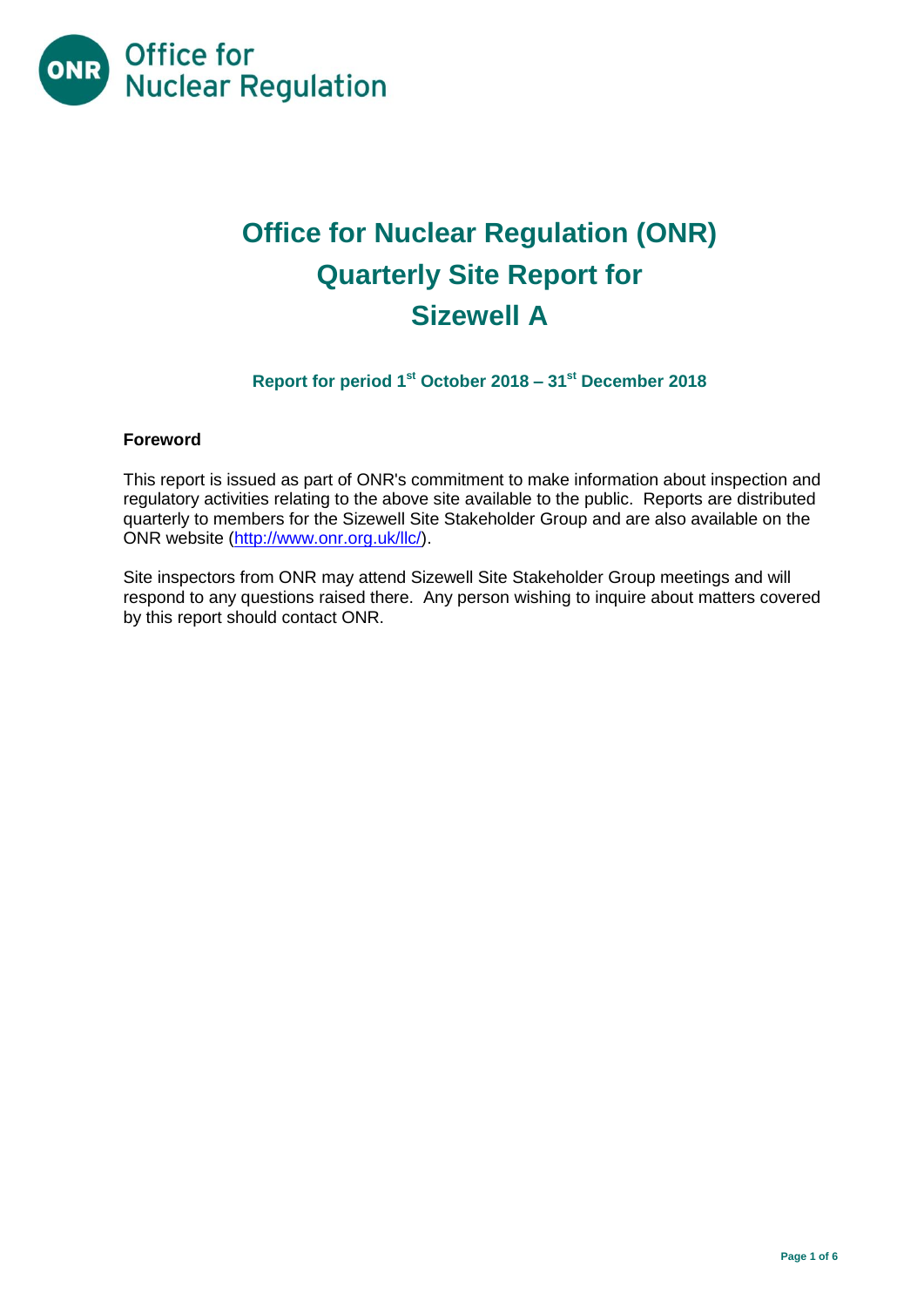# Office for Nuclear Regulation (ONR) Quarterly Site Report for Sizewell A

### Report for period 1st October 2018 – 31st December 2018

**Foreword**

This report is issued as part of ONR's commitment to make information about inspection and regulatory activities relating to the above site available to the public. Reports are distributed quarterly to members for the Sizewell Site Stakeholder Group and are also available on the ONR website (http://www.onr.org.uk/llc/).

Site inspectors from ONR may attend Sizewell Site Stakeholder Group meetings and will respond to any questions raised there. Any person wishing to inquire about matters covered by this report should contact ONR.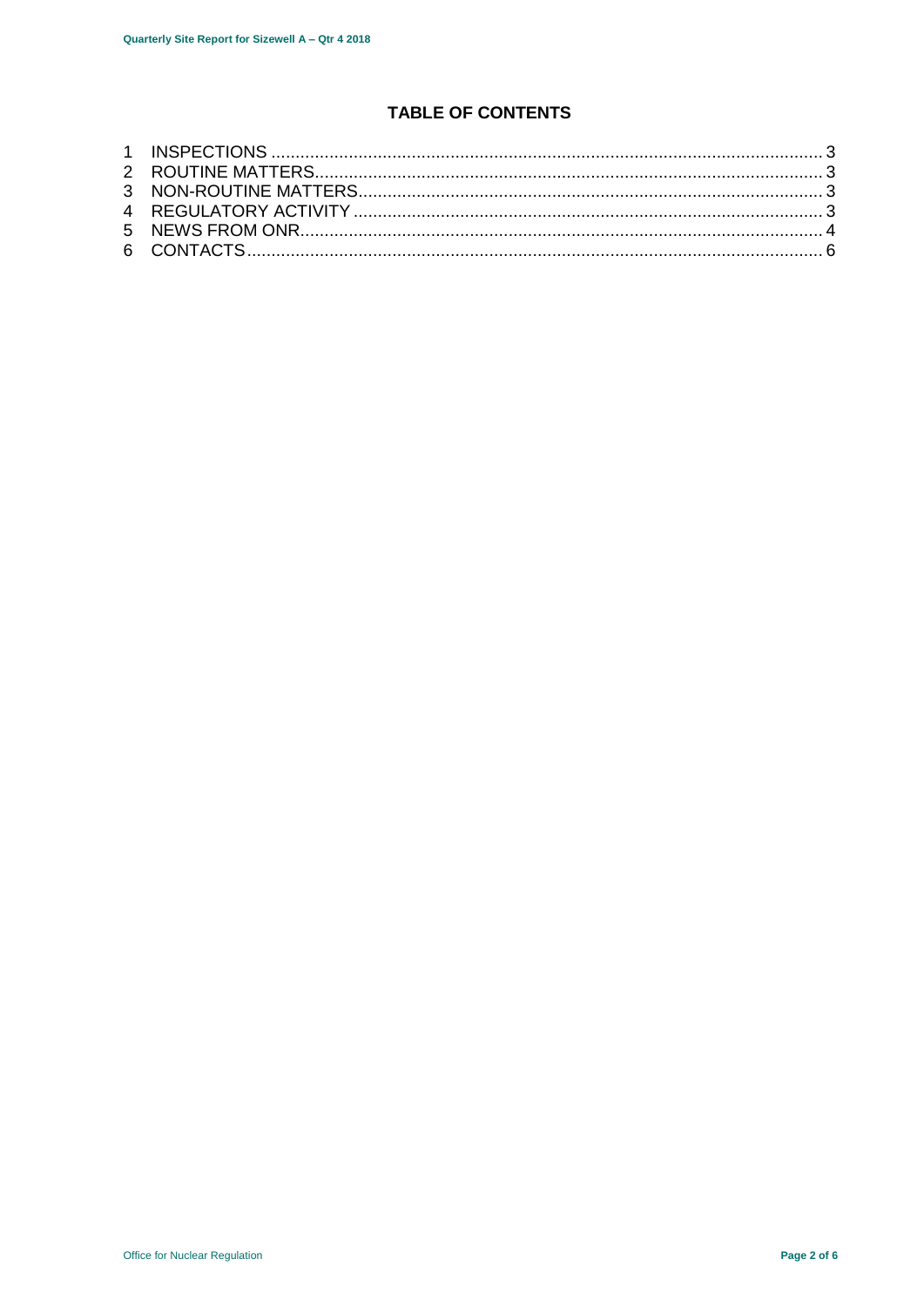## TABLE OF CONTENTS

1 INSPECTIONS ........................................................................................................ 3
2 ROUTINE MATTERS............................................................................................... 3
3 NON-ROUTINE MATTERS...................................................................................... 3
4 REGULATORY ACTIVITY ....................................................................................... 3
5 NEWS FROM ONR.................................................................................................. 4
6 CONTACTS.............................................................................................................. 6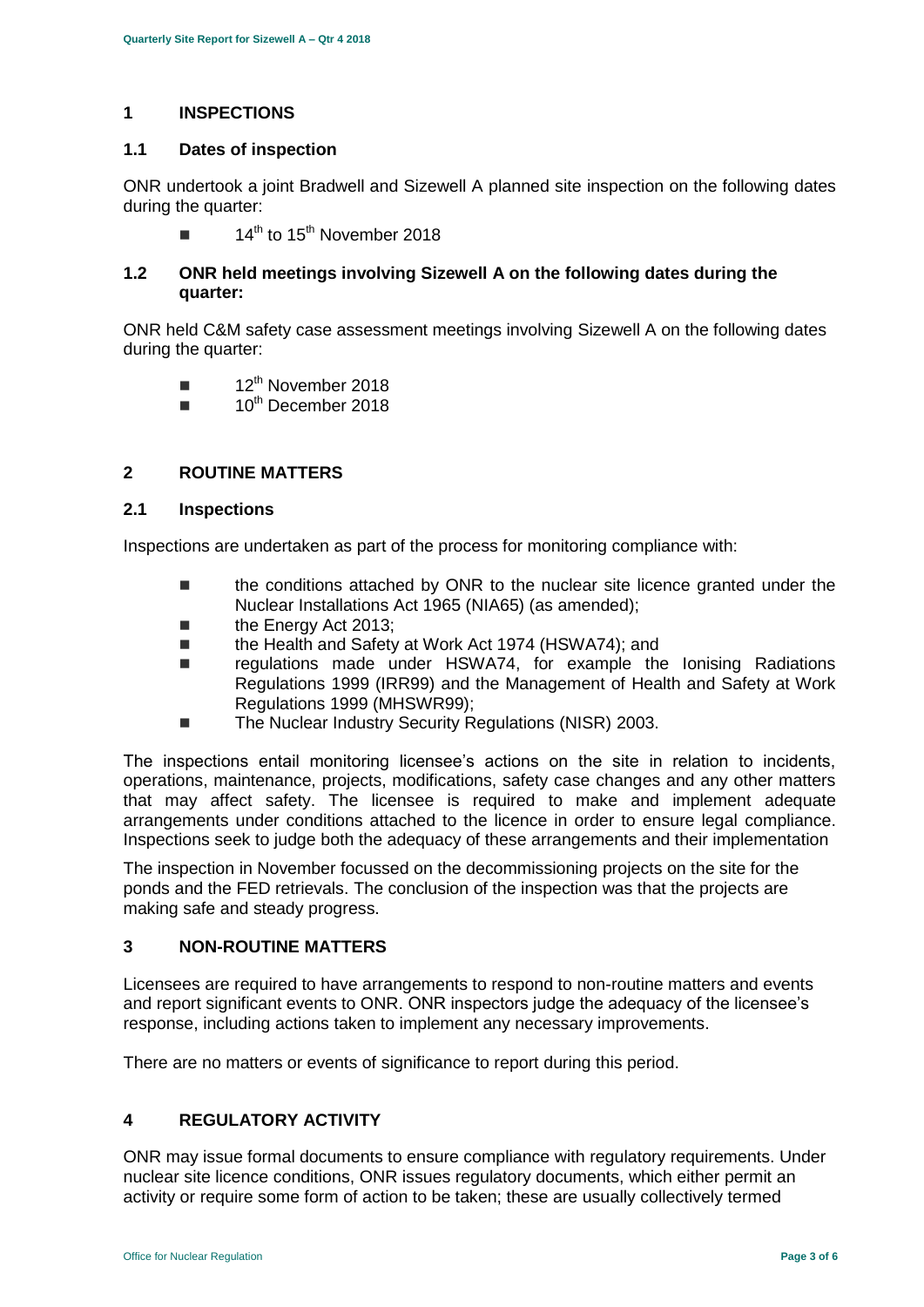## 1 INSPECTIONS

### 1.1 Dates of inspection

ONR undertook a joint Bradwell and Sizewell A planned site inspection on the following dates during the quarter:

- 14th to 15th November 2018

### 1.2 ONR held meetings involving Sizewell A on the following dates during the quarter:

ONR held C&M safety case assessment meetings involving Sizewell A on the following dates during the quarter:

- 12th November 2018
- 10th December 2018

## 2 ROUTINE MATTERS

### 2.1 Inspections

Inspections are undertaken as part of the process for monitoring compliance with:

- the conditions attached by ONR to the nuclear site licence granted under the Nuclear Installations Act 1965 (NIA65) (as amended);
- the Energy Act 2013;
- the Health and Safety at Work Act 1974 (HSWA74); and
- regulations made under HSWA74, for example the Ionising Radiations Regulations 1999 (IRR99) and the Management of Health and Safety at Work Regulations 1999 (MHSWR99);
- The Nuclear Industry Security Regulations (NISR) 2003.

The inspections entail monitoring licensee's actions on the site in relation to incidents, operations, maintenance, projects, modifications, safety case changes and any other matters that may affect safety. The licensee is required to make and implement adequate arrangements under conditions attached to the licence in order to ensure legal compliance. Inspections seek to judge both the adequacy of these arrangements and their implementation

The inspection in November focussed on the decommissioning projects on the site for the ponds and the FED retrievals. The conclusion of the inspection was that the projects are making safe and steady progress.

## 3 NON-ROUTINE MATTERS

Licensees are required to have arrangements to respond to non-routine matters and events and report significant events to ONR. ONR inspectors judge the adequacy of the licensee's response, including actions taken to implement any necessary improvements.

There are no matters or events of significance to report during this period.

## 4 REGULATORY ACTIVITY

ONR may issue formal documents to ensure compliance with regulatory requirements. Under nuclear site licence conditions, ONR issues regulatory documents, which either permit an activity or require some form of action to be taken; these are usually collectively termed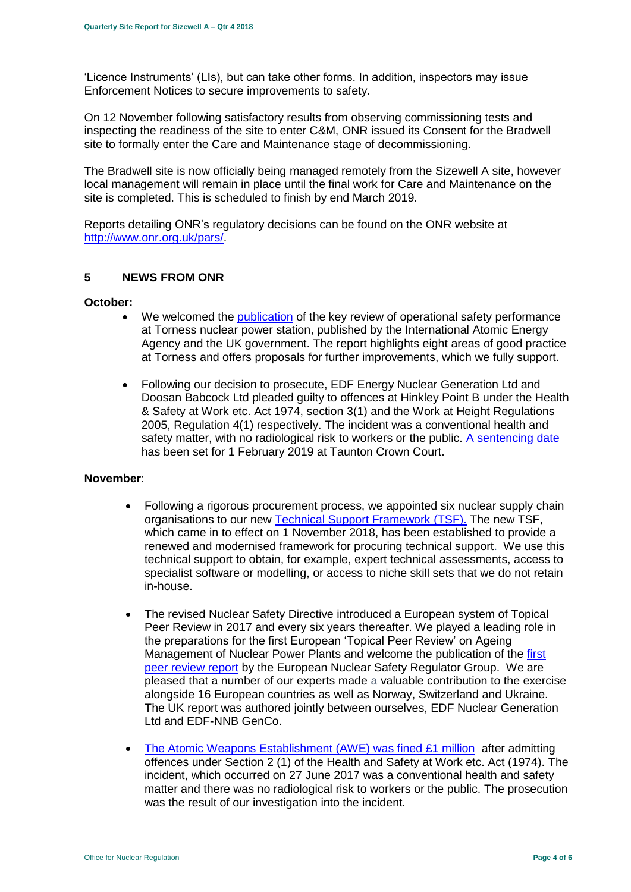'Licence Instruments' (LIs), but can take other forms. In addition, inspectors may issue Enforcement Notices to secure improvements to safety.

On 12 November following satisfactory results from observing commissioning tests and inspecting the readiness of the site to enter C&M, ONR issued its Consent for the Bradwell site to formally enter the Care and Maintenance stage of decommissioning.

The Bradwell site is now officially being managed remotely from the Sizewell A site, however local management will remain in place until the final work for Care and Maintenance on the site is completed. This is scheduled to finish by end March 2019.

Reports detailing ONR's regulatory decisions can be found on the ONR website at [http://www.onr.org.uk/pars/](http://www.onr.org.uk/pars/).

## 5 NEWS FROM ONR

**October:**

- We welcomed the publication of the key review of operational safety performance at Torness nuclear power station, published by the International Atomic Energy Agency and the UK government. The report highlights eight areas of good practice at Torness and offers proposals for further improvements, which we fully support.

- Following our decision to prosecute, EDF Energy Nuclear Generation Ltd and Doosan Babcock Ltd pleaded guilty to offences at Hinkley Point B under the Health & Safety at Work etc. Act 1974, section 3(1) and the Work at Height Regulations 2005, Regulation 4(1) respectively. The incident was a conventional health and safety matter, with no radiological risk to workers or the public. A sentencing date has been set for 1 February 2019 at Taunton Crown Court.

**November**:

- Following a rigorous procurement process, we appointed six nuclear supply chain organisations to our new Technical Support Framework (TSF). The new TSF, which came in to effect on 1 November 2018, has been established to provide a renewed and modernised framework for procuring technical support. We use this technical support to obtain, for example, expert technical assessments, access to specialist software or modelling, or access to niche skill sets that we do not retain in-house.

- The revised Nuclear Safety Directive introduced a European system of Topical Peer Review in 2017 and every six years thereafter. We played a leading role in the preparations for the first European 'Topical Peer Review' on Ageing Management of Nuclear Power Plants and welcome the publication of the first peer review report by the European Nuclear Safety Regulator Group. We are pleased that a number of our experts made a valuable contribution to the exercise alongside 16 European countries as well as Norway, Switzerland and Ukraine. The UK report was authored jointly between ourselves, EDF Nuclear Generation Ltd and EDF-NNB GenCo.

- The Atomic Weapons Establishment (AWE) was fined £1 million after admitting offences under Section 2 (1) of the Health and Safety at Work etc. Act (1974). The incident, which occurred on 27 June 2017 was a conventional health and safety matter and there was no radiological risk to workers or the public. The prosecution was the result of our investigation into the incident.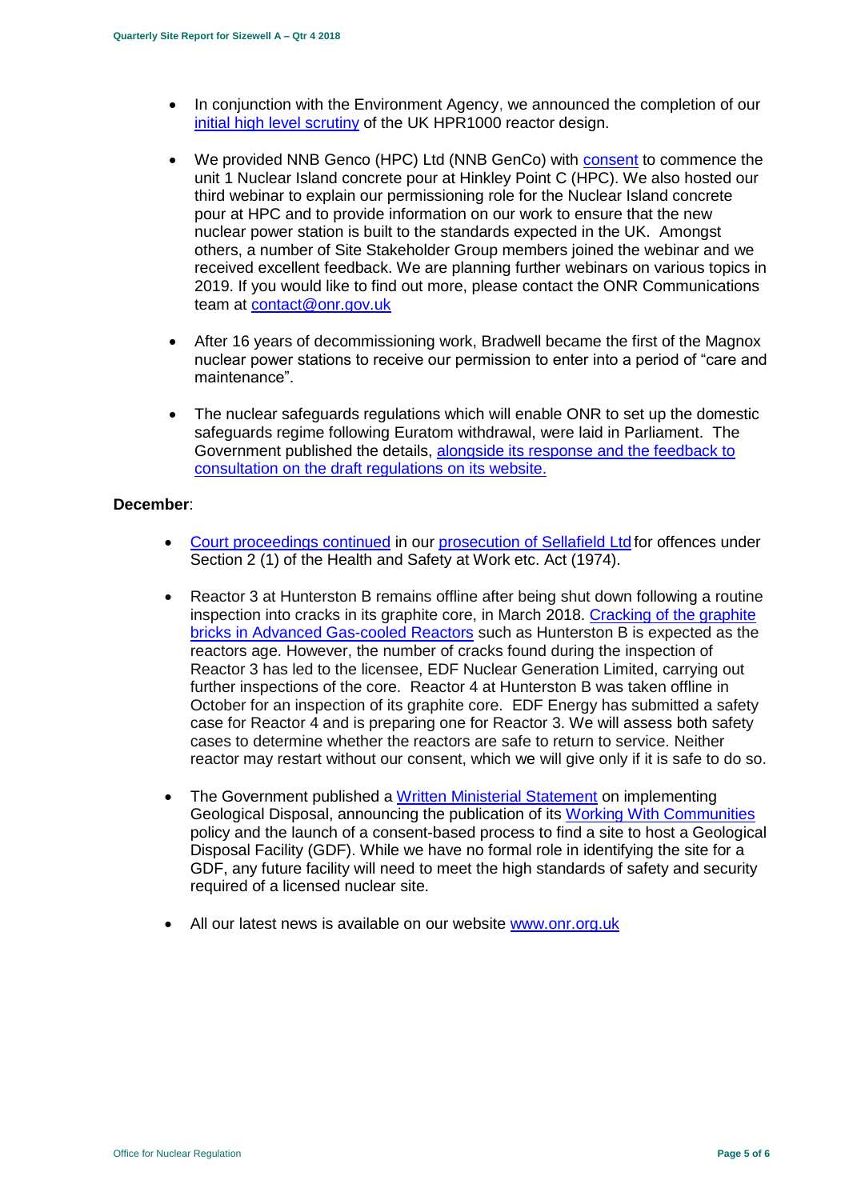- In conjunction with the Environment Agency, we announced the completion of our initial high level scrutiny of the UK HPR1000 reactor design.

- We provided NNB Genco (HPC) Ltd (NNB GenCo) with consent to commence the unit 1 Nuclear Island concrete pour at Hinkley Point C (HPC). We also hosted our third webinar to explain our permissioning role for the Nuclear Island concrete pour at HPC and to provide information on our work to ensure that the new nuclear power station is built to the standards expected in the UK. Amongst others, a number of Site Stakeholder Group members joined the webinar and we received excellent feedback. We are planning further webinars on various topics in 2019. If you would like to find out more, please contact the ONR Communications team at contact@onr.gov.uk

- After 16 years of decommissioning work, Bradwell became the first of the Magnox nuclear power stations to receive our permission to enter into a period of “care and maintenance”.

- The nuclear safeguards regulations which will enable ONR to set up the domestic safeguards regime following Euratom withdrawal, were laid in Parliament. The Government published the details, alongside its response and the feedback to consultation on the draft regulations on its website.

**December**:

- Court proceedings continued in our prosecution of Sellafield Ltd for offences under Section 2 (1) of the Health and Safety at Work etc. Act (1974).

- Reactor 3 at Hunterston B remains offline after being shut down following a routine inspection into cracks in its graphite core, in March 2018. Cracking of the graphite bricks in Advanced Gas-cooled Reactors such as Hunterston B is expected as the reactors age. However, the number of cracks found during the inspection of Reactor 3 has led to the licensee, EDF Nuclear Generation Limited, carrying out further inspections of the core. Reactor 4 at Hunterston B was taken offline in October for an inspection of its graphite core. EDF Energy has submitted a safety case for Reactor 4 and is preparing one for Reactor 3. We will assess both safety cases to determine whether the reactors are safe to return to service. Neither reactor may restart without our consent, which we will give only if it is safe to do so.

- The Government published a Written Ministerial Statement on implementing Geological Disposal, announcing the publication of its Working With Communities policy and the launch of a consent-based process to find a site to host a Geological Disposal Facility (GDF). While we have no formal role in identifying the site for a GDF, any future facility will need to meet the high standards of safety and security required of a licensed nuclear site.

- All our latest news is available on our website www.onr.org.uk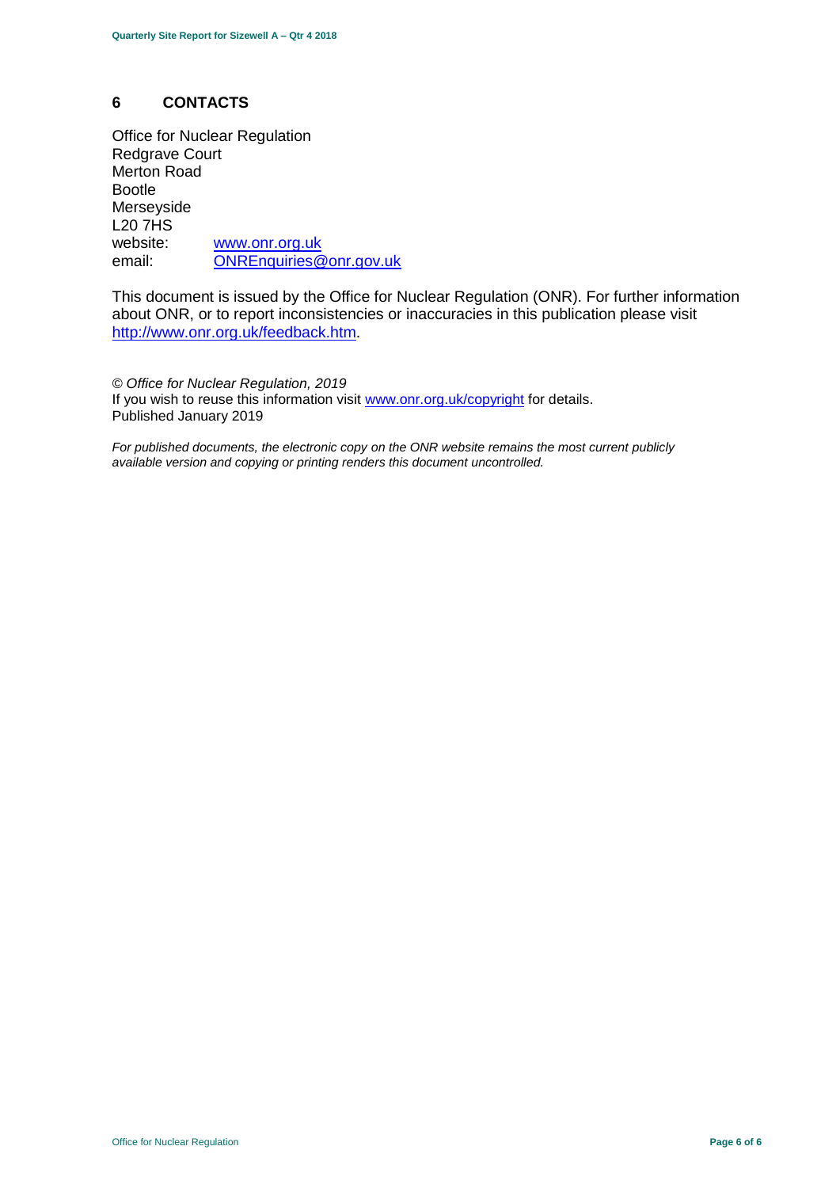## 6 CONTACTS

Office for Nuclear Regulation
Redgrave Court
Merton Road
Bootle
Merseyside
L20 7HS
website: www.onr.org.uk
email: ONREnquiries@onr.gov.uk

This document is issued by the Office for Nuclear Regulation (ONR). For further information about ONR, or to report inconsistencies or inaccuracies in this publication please visit http://www.onr.org.uk/feedback.htm.

*© Office for Nuclear Regulation, 2019*
If you wish to reuse this information visit www.onr.org.uk/copyright for details.
Published January 2019

*For published documents, the electronic copy on the ONR website remains the most current publicly available version and copying or printing renders this document uncontrolled.*